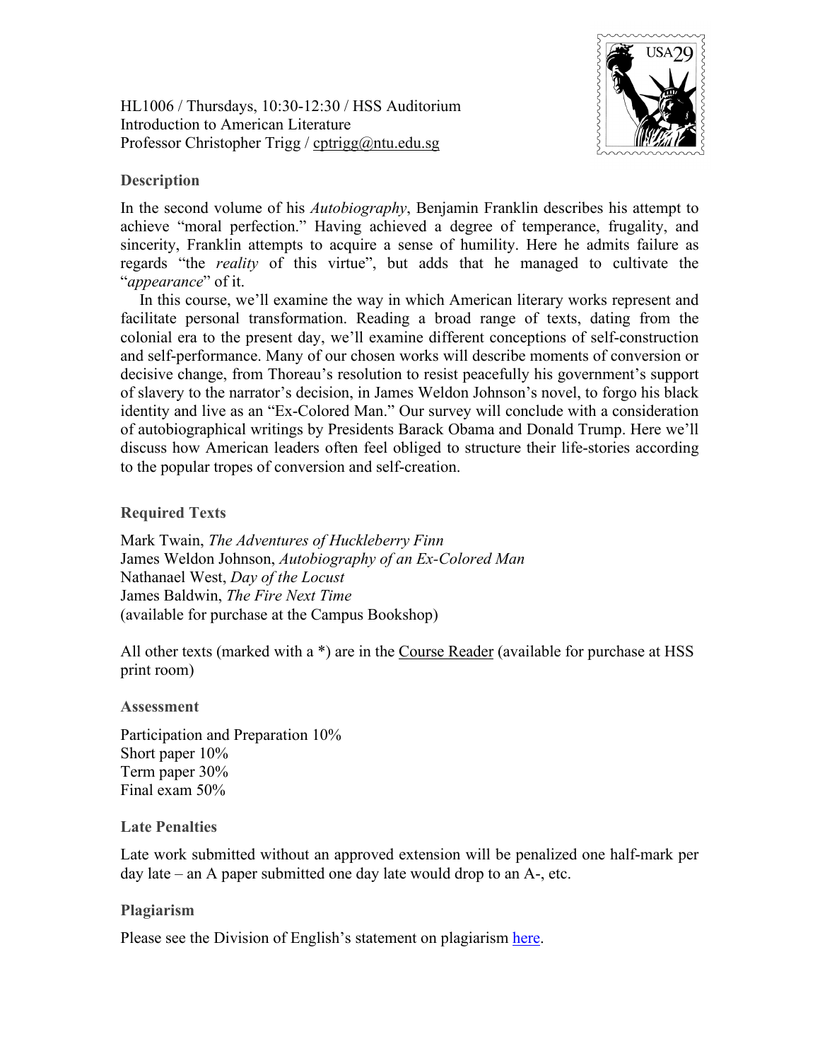HL1006 / Thursdays, 10:30-12:30 / HSS Auditorium
Introduction to American Literature
Professor Christopher Trigg / cptrigg@ntu.edu.sg

## Description

In the second volume of his *Autobiography*, Benjamin Franklin describes his attempt to achieve "moral perfection." Having achieved a degree of temperance, frugality, and sincerity, Franklin attempts to acquire a sense of humility. Here he admits failure as regards "the *reality* of this virtue", but adds that he managed to cultivate the "*appearance*" of it.

In this course, we'll examine the way in which American literary works represent and facilitate personal transformation. Reading a broad range of texts, dating from the colonial era to the present day, we'll examine different conceptions of self-construction and self-performance. Many of our chosen works will describe moments of conversion or decisive change, from Thoreau's resolution to resist peacefully his government's support of slavery to the narrator's decision, in James Weldon Johnson's novel, to forgo his black identity and live as an "Ex-Colored Man." Our survey will conclude with a consideration of autobiographical writings by Presidents Barack Obama and Donald Trump. Here we'll discuss how American leaders often feel obliged to structure their life-stories according to the popular tropes of conversion and self-creation.

## Required Texts

Mark Twain, *The Adventures of Huckleberry Finn*
James Weldon Johnson, *Autobiography of an Ex-Colored Man*
Nathanael West, *Day of the Locust*
James Baldwin, *The Fire Next Time*
(available for purchase at the Campus Bookshop)

All other texts (marked with a *) are in the Course Reader (available for purchase at HSS print room)

## Assessment

Participation and Preparation 10%
Short paper 10%
Term paper 30%
Final exam 50%

## Late Penalties

Late work submitted without an approved extension will be penalized one half-mark per day late – an A paper submitted one day late would drop to an A-, etc.

## Plagiarism

Please see the Division of English's statement on plagiarism here.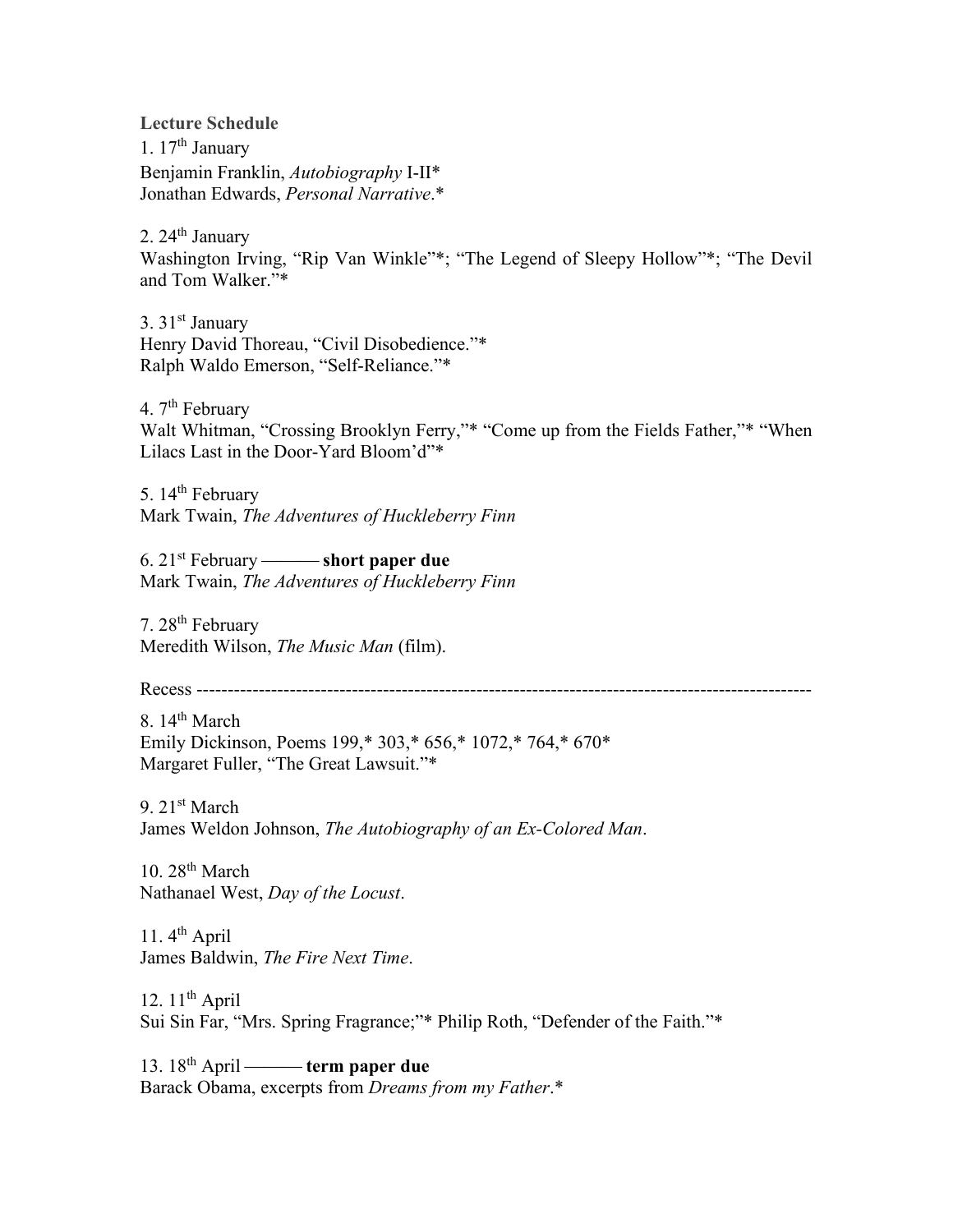**Lecture Schedule**

1. 17th January
Benjamin Franklin, *Autobiography* I-II*
Jonathan Edwards, *Personal Narrative*.*

2. 24th January
Washington Irving, "Rip Van Winkle"*; "The Legend of Sleepy Hollow"*; "The Devil and Tom Walker."*

3. 31st January
Henry David Thoreau, "Civil Disobedience."*
Ralph Waldo Emerson, "Self-Reliance."*

4. 7th February
Walt Whitman, "Crossing Brooklyn Ferry,"* "Come up from the Fields Father,"* "When Lilacs Last in the Door-Yard Bloom'd"*

5. 14th February
Mark Twain, *The Adventures of Huckleberry Finn*

6. 21st February ——— **short paper due**
Mark Twain, *The Adventures of Huckleberry Finn*

7. 28th February
Meredith Wilson, *The Music Man* (film).

Recess ---------------------------------------------------------------------------------------------------

8. 14th March
Emily Dickinson, Poems 199,* 303,* 656,* 1072,* 764,* 670*
Margaret Fuller, "The Great Lawsuit."*

9. 21st March
James Weldon Johnson, *The Autobiography of an Ex-Colored Man*.

10. 28th March
Nathanael West, *Day of the Locust*.

11. 4th April
James Baldwin, *The Fire Next Time*.

12. 11th April
Sui Sin Far, "Mrs. Spring Fragrance;"* Philip Roth, "Defender of the Faith."*

13. 18th April ——— **term paper due**
Barack Obama, excerpts from *Dreams from my Father*.*